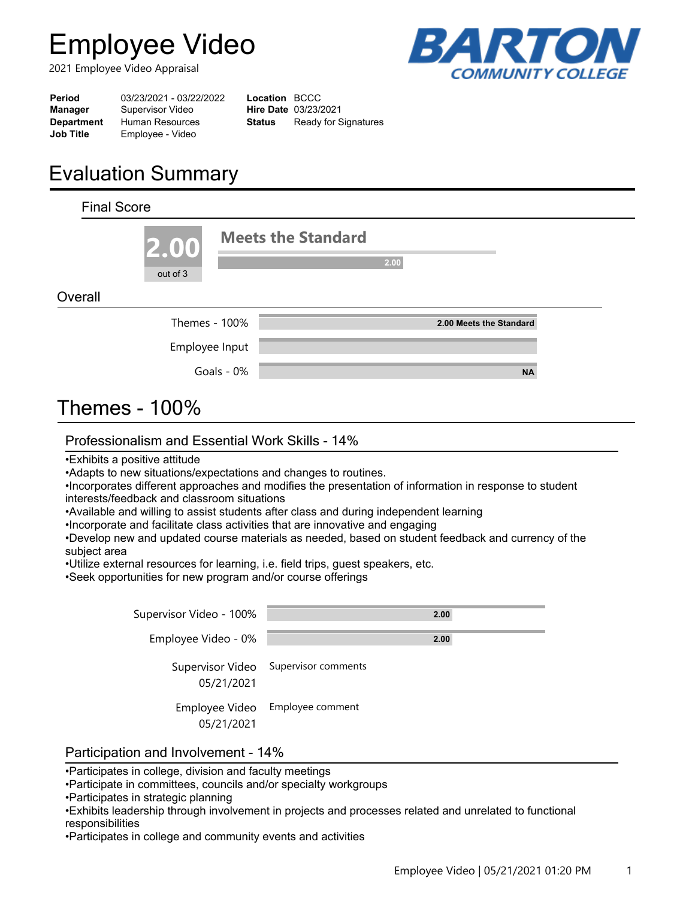# Employee Video

2021 Employee Video Appraisal

BARTON COMMUNITY COLLEGE

| | | | |
|---|---|---|---|
| **Period** | 03/23/2021 - 03/22/2022 | **Location** | BCCC |
| **Manager** | Supervisor Video | **Hire Date** | 03/23/2021 |
| **Department** | Human Resources | **Status** | Ready for Signatures |
| **Job Title** | Employee - Video | | |

# Evaluation Summary

## Final Score

**2.00** out of 3

**Meets the Standard**

2.00

## Overall

| | |
|---|---|
| Themes - 100% | **2.00 Meets the Standard** |
| Employee Input | |
| Goals - 0% | **NA** |

# Themes - 100%

## Professionalism and Essential Work Skills - 14%

•Exhibits a positive attitude
•Adapts to new situations/expectations and changes to routines.
•Incorporates different approaches and modifies the presentation of information in response to student interests/feedback and classroom situations
•Available and willing to assist students after class and during independent learning
•Incorporate and facilitate class activities that are innovative and engaging
•Develop new and updated course materials as needed, based on student feedback and currency of the subject area
•Utilize external resources for learning, i.e. field trips, guest speakers, etc.
•Seek opportunities for new program and/or course offerings

| | |
|---|---|
| Supervisor Video - 100% | **2.00** |
| Employee Video - 0% | **2.00** |

| | |
|---|---|
| Supervisor Video 05/21/2021 | Supervisor comments |
| Employee Video 05/21/2021 | Employee comment |

## Participation and Involvement - 14%

•Participates in college, division and faculty meetings
•Participate in committees, councils and/or specialty workgroups
•Participates in strategic planning
•Exhibits leadership through involvement in projects and processes related and unrelated to functional responsibilities
•Participates in college and community events and activities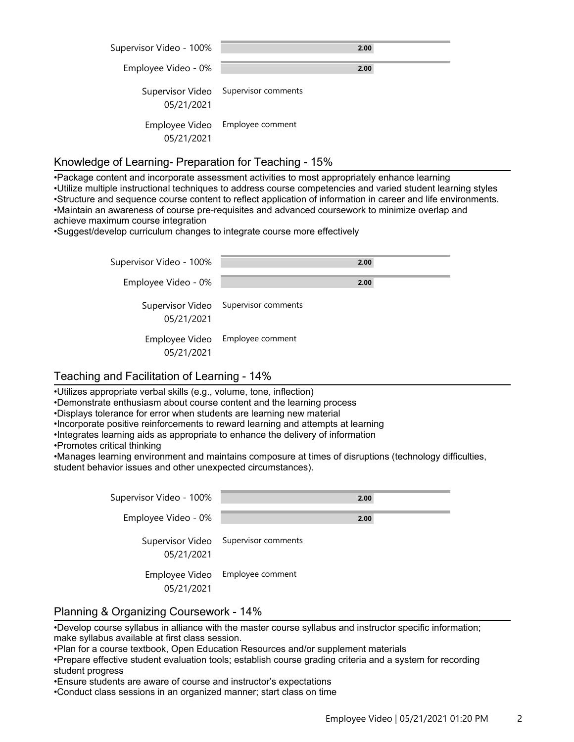| | |
|---|---|
| Supervisor Video - 100% | 2.00 |
| Employee Video - 0% | 2.00 |
| Supervisor Video 05/21/2021 | Supervisor comments |
| Employee Video 05/21/2021 | Employee comment |

## Knowledge of Learning- Preparation for Teaching - 15%

•Package content and incorporate assessment activities to most appropriately enhance learning
•Utilize multiple instructional techniques to address course competencies and varied student learning styles
•Structure and sequence course content to reflect application of information in career and life environments.
•Maintain an awareness of course pre-requisites and advanced coursework to minimize overlap and achieve maximum course integration
•Suggest/develop curriculum changes to integrate course more effectively

| | |
|---|---|
| Supervisor Video - 100% | 2.00 |
| Employee Video - 0% | 2.00 |
| Supervisor Video 05/21/2021 | Supervisor comments |
| Employee Video 05/21/2021 | Employee comment |

## Teaching and Facilitation of Learning - 14%

•Utilizes appropriate verbal skills (e.g., volume, tone, inflection)
•Demonstrate enthusiasm about course content and the learning process
•Displays tolerance for error when students are learning new material
•Incorporate positive reinforcements to reward learning and attempts at learning
•Integrates learning aids as appropriate to enhance the delivery of information
•Promotes critical thinking
•Manages learning environment and maintains composure at times of disruptions (technology difficulties, student behavior issues and other unexpected circumstances).

| | |
|---|---|
| Supervisor Video - 100% | 2.00 |
| Employee Video - 0% | 2.00 |
| Supervisor Video 05/21/2021 | Supervisor comments |
| Employee Video 05/21/2021 | Employee comment |

## Planning & Organizing Coursework - 14%

•Develop course syllabus in alliance with the master course syllabus and instructor specific information; make syllabus available at first class session.
•Plan for a course textbook, Open Education Resources and/or supplement materials
•Prepare effective student evaluation tools; establish course grading criteria and a system for recording student progress
•Ensure students are aware of course and instructor's expectations
•Conduct class sessions in an organized manner; start class on time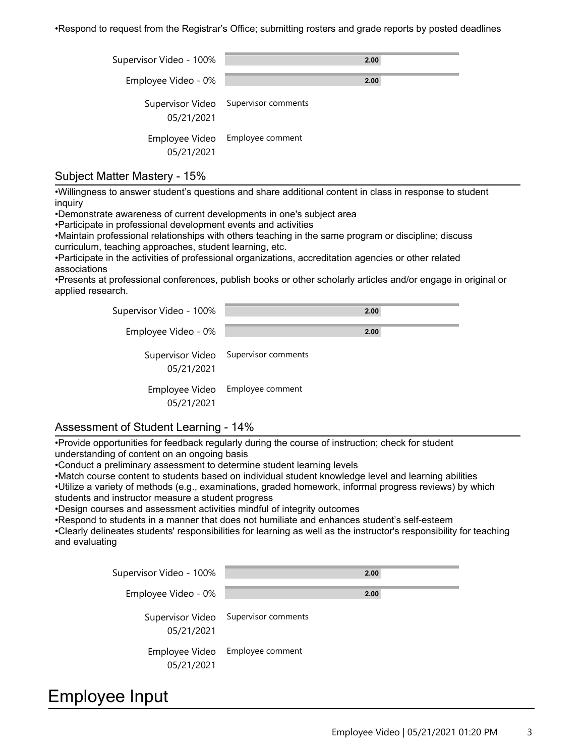•Respond to request from the Registrar's Office; submitting rosters and grade reports by posted deadlines

| | |
|---|---|
| Supervisor Video - 100% | 2.00 |
| Employee Video - 0% | 2.00 |
| Supervisor Video 05/21/2021 | Supervisor comments |
| Employee Video 05/21/2021 | Employee comment |

## Subject Matter Mastery - 15%

•Willingness to answer student's questions and share additional content in class in response to student inquiry
•Demonstrate awareness of current developments in one's subject area
•Participate in professional development events and activities
•Maintain professional relationships with others teaching in the same program or discipline; discuss curriculum, teaching approaches, student learning, etc.
•Participate in the activities of professional organizations, accreditation agencies or other related associations
•Presents at professional conferences, publish books or other scholarly articles and/or engage in original or applied research.

| | |
|---|---|
| Supervisor Video - 100% | 2.00 |
| Employee Video - 0% | 2.00 |
| Supervisor Video 05/21/2021 | Supervisor comments |
| Employee Video 05/21/2021 | Employee comment |

## Assessment of Student Learning - 14%

•Provide opportunities for feedback regularly during the course of instruction; check for student understanding of content on an ongoing basis
•Conduct a preliminary assessment to determine student learning levels
•Match course content to students based on individual student knowledge level and learning abilities
•Utilize a variety of methods (e.g., examinations, graded homework, informal progress reviews) by which students and instructor measure a student progress
•Design courses and assessment activities mindful of integrity outcomes
•Respond to students in a manner that does not humiliate and enhances student's self-esteem
•Clearly delineates students' responsibilities for learning as well as the instructor's responsibility for teaching and evaluating

| | |
|---|---|
| Supervisor Video - 100% | 2.00 |
| Employee Video - 0% | 2.00 |
| Supervisor Video 05/21/2021 | Supervisor comments |
| Employee Video 05/21/2021 | Employee comment |

# Employee Input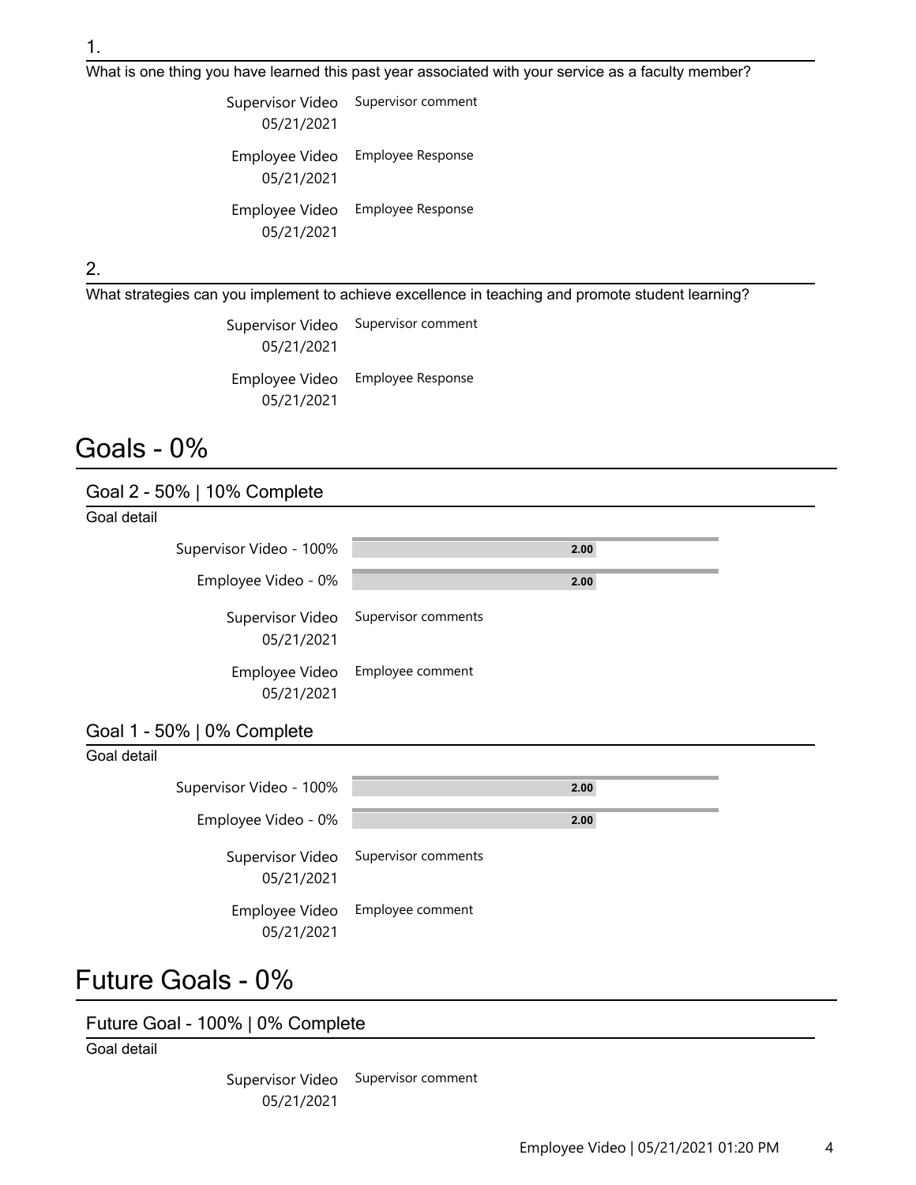1.

What is one thing you have learned this past year associated with your service as a faculty member?

| | |
|---|---|
| Supervisor Video 05/21/2021 | Supervisor comment |
| Employee Video 05/21/2021 | Employee Response |
| Employee Video 05/21/2021 | Employee Response |

2.

What strategies can you implement to achieve excellence in teaching and promote student learning?

| | |
|---|---|
| Supervisor Video 05/21/2021 | Supervisor comment |
| Employee Video 05/21/2021 | Employee Response |

# Goals - 0%

## Goal 2 - 50% | 10% Complete

Goal detail

| | |
|---|---|
| Supervisor Video - 100% | 2.00 |
| Employee Video - 0% | 2.00 |
| Supervisor Video 05/21/2021 | Supervisor comments |
| Employee Video 05/21/2021 | Employee comment |

## Goal 1 - 50% | 0% Complete

Goal detail

| | |
|---|---|
| Supervisor Video - 100% | 2.00 |
| Employee Video - 0% | 2.00 |
| Supervisor Video 05/21/2021 | Supervisor comments |
| Employee Video 05/21/2021 | Employee comment |

# Future Goals - 0%

## Future Goal - 100% | 0% Complete

Goal detail

| | |
|---|---|
| Supervisor Video 05/21/2021 | Supervisor comment |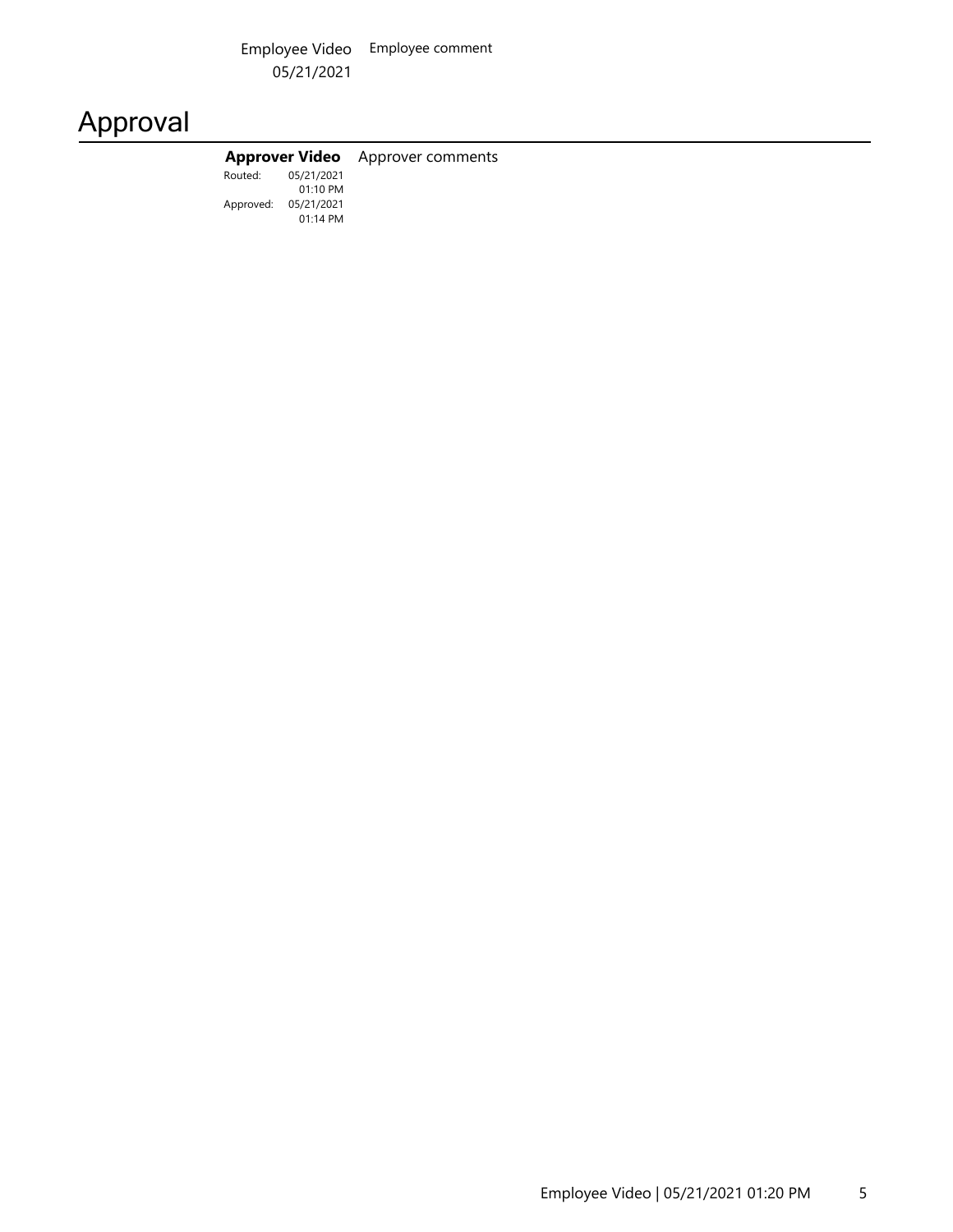| Employee Video 05/21/2021 | Employee comment |
| --- | --- |

## Approval

| **Approver Video** | Approver comments |
| --- | --- |
| Routed: 05/21/2021 01:10 PM | |
| Approved: 05/21/2021 01:14 PM | |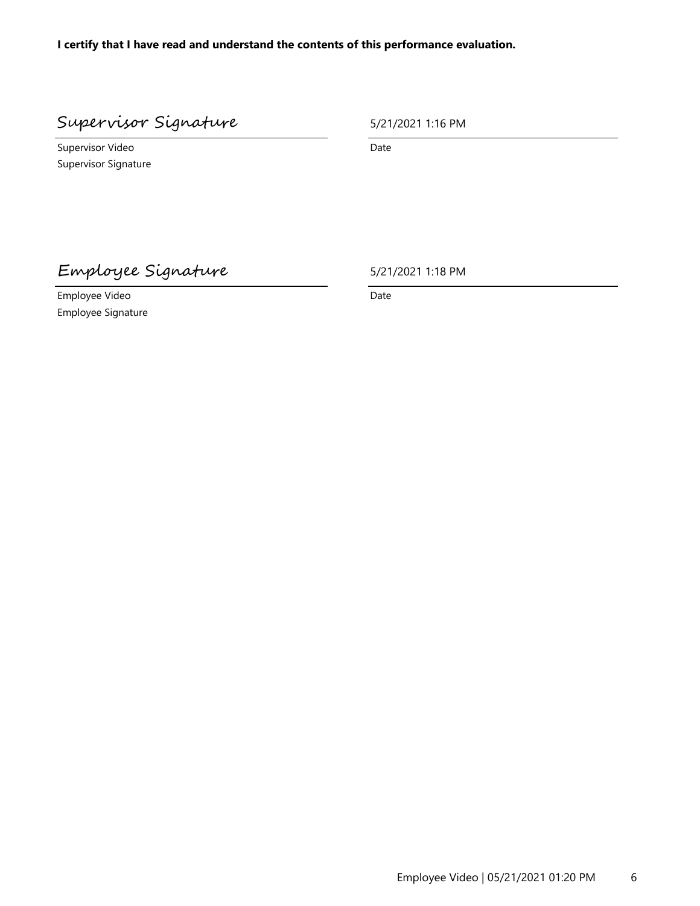**I certify that I have read and understand the contents of this performance evaluation.**

Supervisor Signature

5/21/2021 1:16 PM

Supervisor Video
Supervisor Signature

Date

Employee Signature

5/21/2021 1:18 PM

Employee Video
Employee Signature

Date